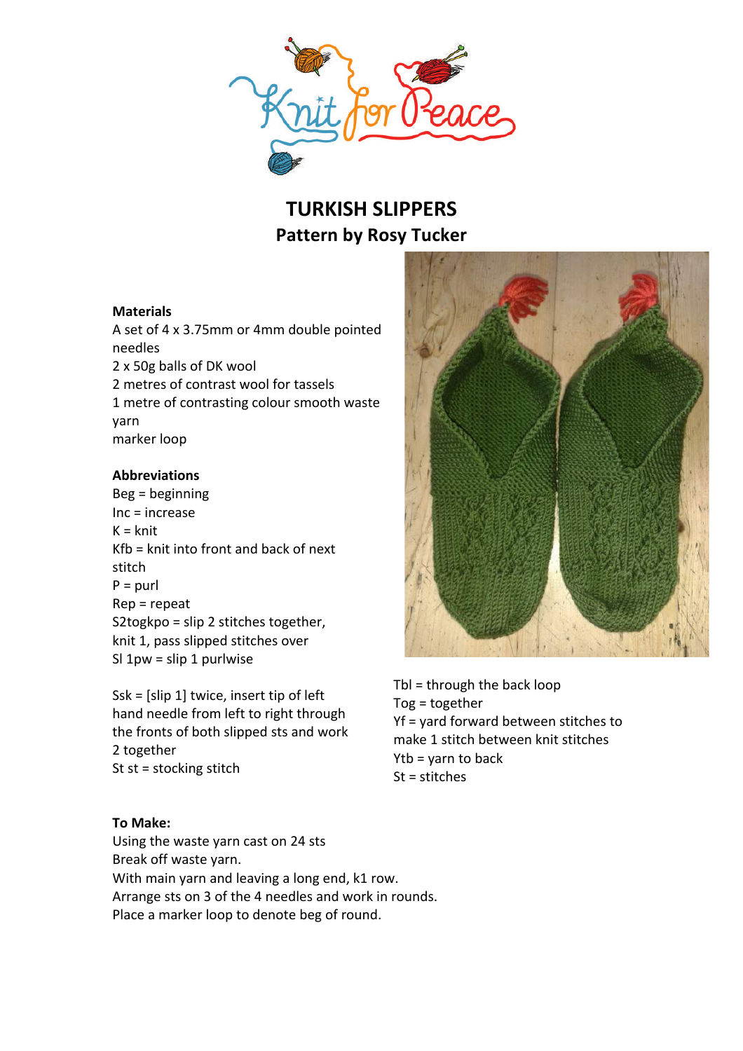# TURKISH SLIPPERS

## Pattern by Rosy Tucker

**Materials**

A set of 4 x 3.75mm or 4mm double pointed needles
2 x 50g balls of DK wool
2 metres of contrast wool for tassels
1 metre of contrasting colour smooth waste yarn
marker loop

**Abbreviations**

Beg = beginning
Inc = increase
K = knit
Kfb = knit into front and back of next stitch
P = purl
Rep = repeat
S2togkpo = slip 2 stitches together, knit 1, pass slipped stitches over
Sl 1pw = slip 1 purlwise

Ssk = [slip 1] twice, insert tip of left hand needle from left to right through the fronts of both slipped sts and work 2 together
St st = stocking stitch

Tbl = through the back loop
Tog = together
Yf = yard forward between stitches to make 1 stitch between knit stitches
Ytb = yarn to back
St = stitches

**To Make:**

Using the waste yarn cast on 24 sts
Break off waste yarn.
With main yarn and leaving a long end, k1 row.
Arrange sts on 3 of the 4 needles and work in rounds.
Place a marker loop to denote beg of round.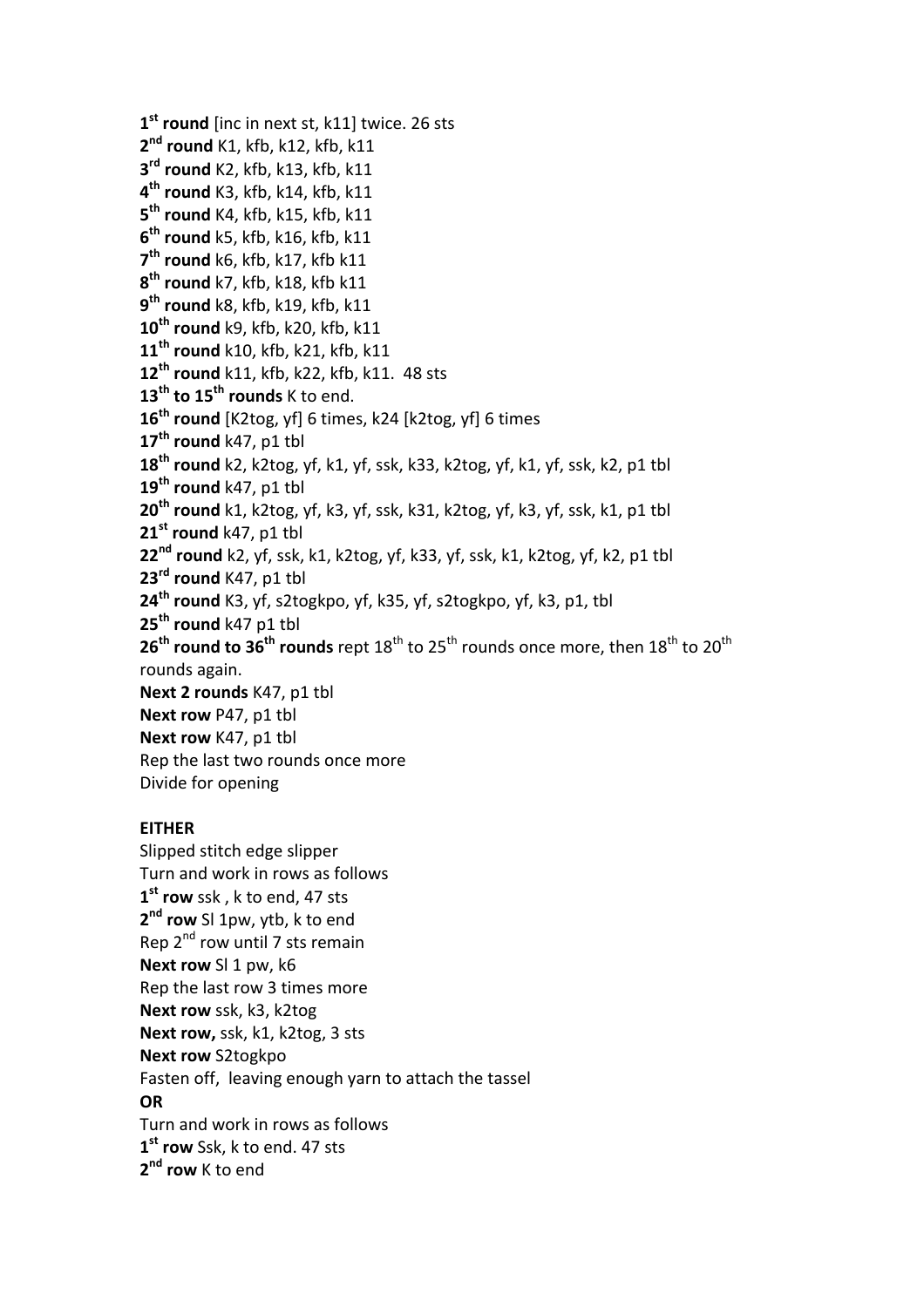**1st round** [inc in next st, k11] twice. 26 sts
**2nd round** K1, kfb, k12, kfb, k11
**3rd round** K2, kfb, k13, kfb, k11
**4th round** K3, kfb, k14, kfb, k11
**5th round** K4, kfb, k15, kfb, k11
**6th round** k5, kfb, k16, kfb, k11
**7th round** k6, kfb, k17, kfb k11
**8th round** k7, kfb, k18, kfb k11
**9th round** k8, kfb, k19, kfb, k11
**10th round** k9, kfb, k20, kfb, k11
**11th round** k10, kfb, k21, kfb, k11
**12th round** k11, kfb, k22, kfb, k11. 48 sts
**13th to 15th rounds** K to end.
**16th round** [K2tog, yf] 6 times, k24 [k2tog, yf] 6 times
**17th round** k47, p1 tbl
**18th round** k2, k2tog, yf, k1, yf, ssk, k33, k2tog, yf, k1, yf, ssk, k2, p1 tbl
**19th round** k47, p1 tbl
**20th round** k1, k2tog, yf, k3, yf, ssk, k31, k2tog, yf, k3, yf, ssk, k1, p1 tbl
**21st round** k47, p1 tbl
**22nd round** k2, yf, ssk, k1, k2tog, yf, k33, yf, ssk, k1, k2tog, yf, k2, p1 tbl
**23rd round** K47, p1 tbl
**24th round** K3, yf, s2togkpo, yf, k35, yf, s2togkpo, yf, k3, p1, tbl
**25th round** k47 p1 tbl
**26th round to 36th rounds** rept 18th to 25th rounds once more, then 18th to 20th rounds again.
**Next 2 rounds** K47, p1 tbl
**Next row** P47, p1 tbl
**Next row** K47, p1 tbl
Rep the last two rounds once more
Divide for opening

**EITHER**
Slipped stitch edge slipper
Turn and work in rows as follows
**1st row** ssk , k to end, 47 sts
**2nd row** Sl 1pw, ytb, k to end
Rep 2nd row until 7 sts remain
**Next row** Sl 1 pw, k6
Rep the last row 3 times more
**Next row** ssk, k3, k2tog
**Next row,** ssk, k1, k2tog, 3 sts
**Next row** S2togkpo
Fasten off, leaving enough yarn to attach the tassel
**OR**
Turn and work in rows as follows
**1st row** Ssk, k to end. 47 sts
**2nd row** K to end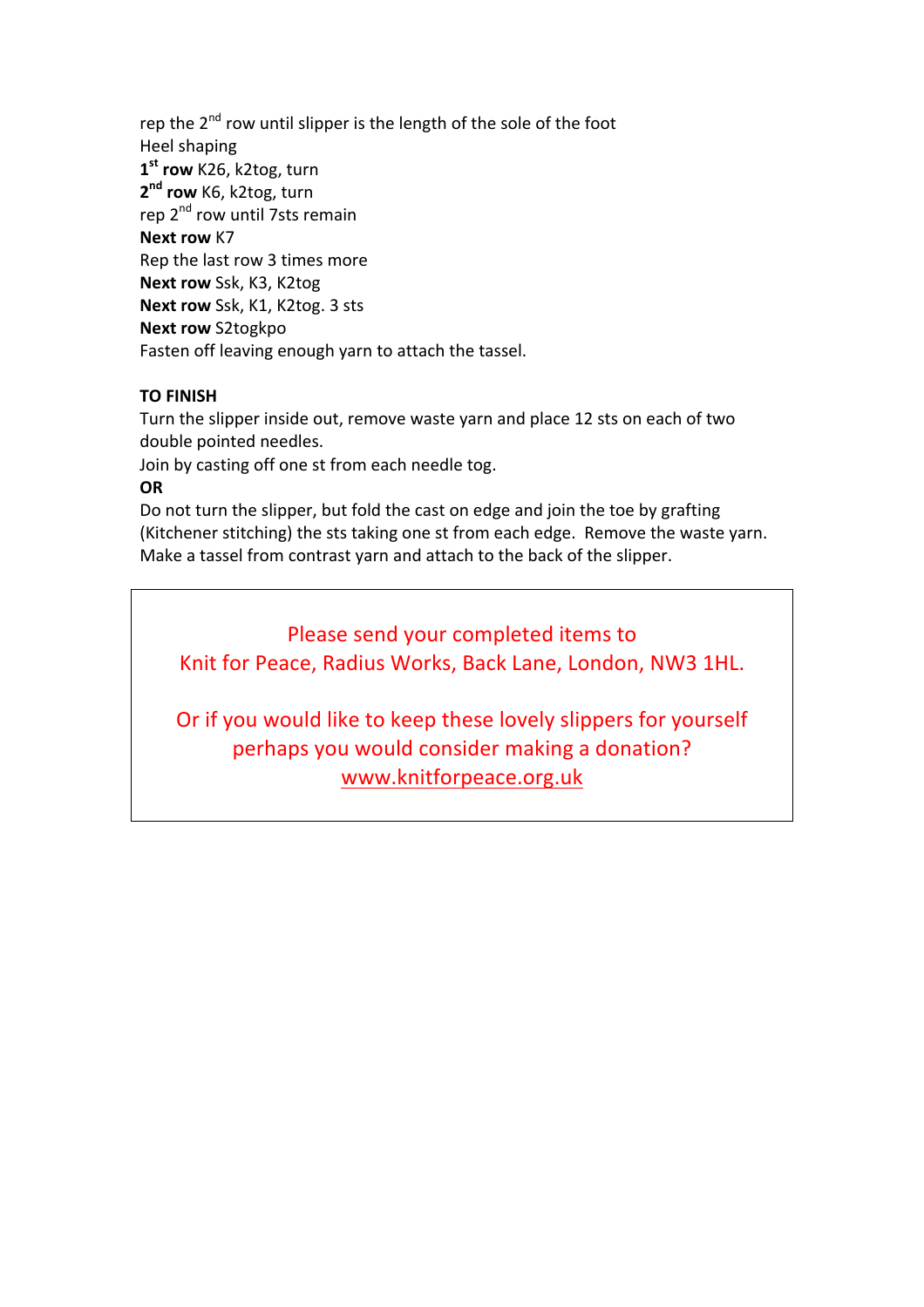rep the 2nd row until slipper is the length of the sole of the foot
Heel shaping
**1st row** K26, k2tog, turn
**2nd row** K6, k2tog, turn
rep 2nd row until 7sts remain
**Next row** K7
Rep the last row 3 times more
**Next row** Ssk, K3, K2tog
**Next row** Ssk, K1, K2tog. 3 sts
**Next row** S2togkpo
Fasten off leaving enough yarn to attach the tassel.

**TO FINISH**
Turn the slipper inside out, remove waste yarn and place 12 sts on each of two double pointed needles.
Join by casting off one st from each needle tog.
**OR**
Do not turn the slipper, but fold the cast on edge and join the toe by grafting (Kitchener stitching) the sts taking one st from each edge. Remove the waste yarn.
Make a tassel from contrast yarn and attach to the back of the slipper.

Please send your completed items to
Knit for Peace, Radius Works, Back Lane, London, NW3 1HL.

Or if you would like to keep these lovely slippers for yourself perhaps you would consider making a donation?
www.knitforpeace.org.uk